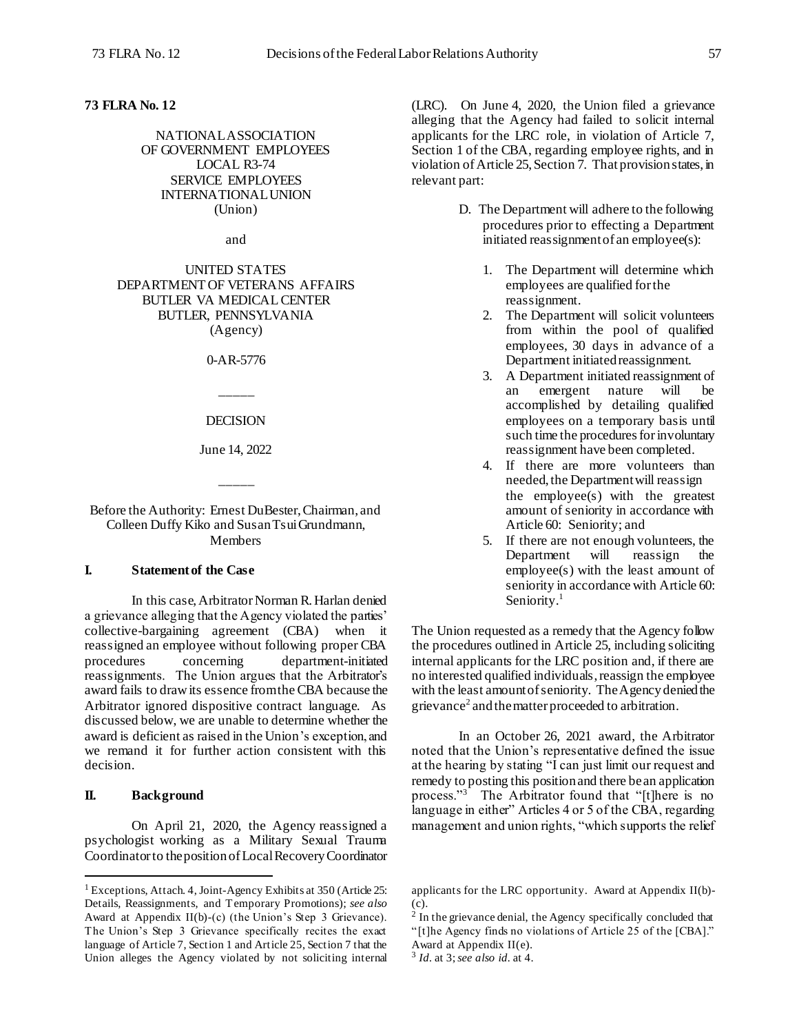**73 FLRA No. 12**

NATIONAL ASSOCIATION OF GOVERNMENT EMPLOYEES LOCAL R3-74 SERVICE EMPLOYEES INTERNATIONAL UNION (Union)

and

UNITED STATES DEPARTMENT OF VETERANS AFFAIRS BUTLER VA MEDICAL CENTER BUTLER, PENNSYLVANIA (Agency)

0-AR-5776

_____

DECISION

June 14, 2022

_____

Before the Authority: Ernest DuBester, Chairman, and Colleen Duffy Kiko and Susan Tsui Grundmann, Members

## I. Statement of the Case

In this case, Arbitrator Norman R. Harlan denied a grievance alleging that the Agency violated the parties' collective-bargaining agreement (CBA) when it reassigned an employee without following proper CBA procedures concerning department-initiated reassignments. The Union argues that the Arbitrator's award fails to draw its essence from the CBA because the Arbitrator ignored dispositive contract language. As discussed below, we are unable to determine whether the award is deficient as raised in the Union's exception, and we remand it for further action consistent with this decision.

## II. Background

On April 21, 2020, the Agency reassigned a psychologist working as a Military Sexual Trauma Coordinator to the position of Local Recovery Coordinator (LRC). On June 4, 2020, the Union filed a grievance alleging that the Agency had failed to solicit internal applicants for the LRC role, in violation of Article 7, Section 1 of the CBA, regarding employee rights, and in violation of Article 25, Section 7. That provision states, in relevant part:

> D. The Department will adhere to the following procedures prior to effecting a Department initiated reassignment of an employee(s):
>
> 1. The Department will determine which employees are qualified for the reassignment.
> 2. The Department will solicit volunteers from within the pool of qualified employees, 30 days in advance of a Department initiated reassignment.
> 3. A Department initiated reassignment of an emergent nature will be accomplished by detailing qualified employees on a temporary basis until such time the procedures for involuntary reassignment have been completed.
> 4. If there are more volunteers than needed, the Department will reassign the employee(s) with the greatest amount of seniority in accordance with Article 60: Seniority; and
> 5. If there are not enough volunteers, the Department will reassign the employee(s) with the least amount of seniority in accordance with Article 60: Seniority.[1]

The Union requested as a remedy that the Agency follow the procedures outlined in Article 25, including soliciting internal applicants for the LRC position and, if there are no interested qualified individuals, reassign the employee with the least amount of seniority. The Agency denied the grievance[2] and the matter proceeded to arbitration.

In an October 26, 2021 award, the Arbitrator noted that the Union's representative defined the issue at the hearing by stating "I can just limit our request and remedy to posting this position and there be an application process."[3] The Arbitrator found that "[t]here is no language in either" Articles 4 or 5 of the CBA, regarding management and union rights, "which supports the relief

---

[1] Exceptions, Attach. 4, Joint-Agency Exhibits at 350 (Article 25: Details, Reassignments, and Temporary Promotions); *see also* Award at Appendix II(b)-(c) (the Union's Step 3 Grievance). The Union's Step 3 Grievance specifically recites the exact language of Article 7, Section 1 and Article 25, Section 7 that the Union alleges the Agency violated by not soliciting internal applicants for the LRC opportunity. Award at Appendix II(b)-(c).

[2] In the grievance denial, the Agency specifically concluded that "[t]he Agency finds no violations of Article 25 of the [CBA]." Award at Appendix II(e).

[3] *Id.* at 3; *see also id.* at 4.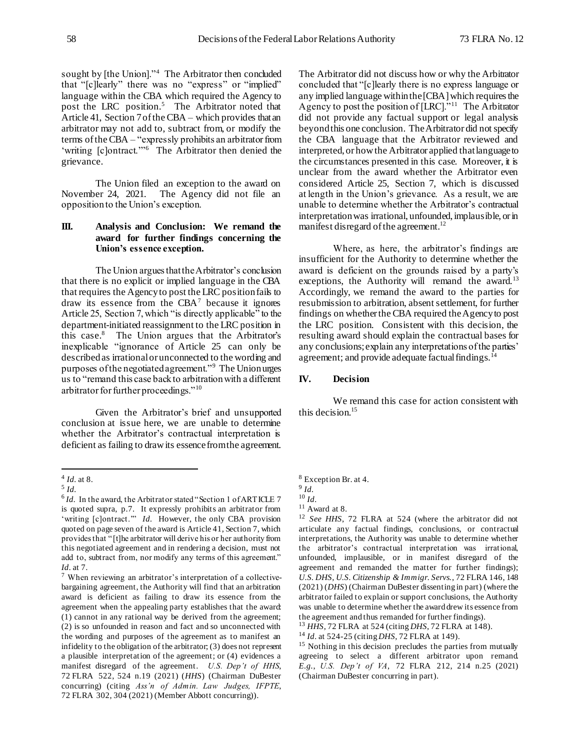sought by [the Union]."[4] The Arbitrator then concluded that "[c]learly" there was no "express" or "implied" language within the CBA which required the Agency to post the LRC position.[5] The Arbitrator noted that Article 41, Section 7 of the CBA – which provides that an arbitrator may not add to, subtract from, or modify the terms of the CBA – "expressly prohibits an arbitrator from 'writing [c]ontract.'"[6] The Arbitrator then denied the grievance.

The Union filed an exception to the award on November 24, 2021. The Agency did not file an opposition to the Union's exception.

## III. Analysis and Conclusion: We remand the award for further findings concerning the Union's essence exception.

The Union argues that the Arbitrator's conclusion that there is no explicit or implied language in the CBA that requires the Agency to post the LRC position fails to draw its essence from the CBA[7] because it ignores Article 25, Section 7, which "is directly applicable" to the department-initiated reassignment to the LRC position in this case.[8] The Union argues that the Arbitrator's inexplicable "ignorance of Article 25 can only be described as irrational or unconnected to the wording and purposes of the negotiated agreement."[9] The Union urges us to "remand this case back to arbitration with a different arbitrator for further proceedings."[10]

Given the Arbitrator's brief and unsupported conclusion at issue here, we are unable to determine whether the Arbitrator's contractual interpretation is deficient as failing to draw its essence from the agreement. The Arbitrator did not discuss how or why the Arbitrator concluded that "[c]learly there is no express language or any implied language within the [CBA] which requires the Agency to post the position of [LRC]."[11] The Arbitrator did not provide any factual support or legal analysis beyond this one conclusion. The Arbitrator did not specify the CBA language that the Arbitrator reviewed and interpreted, or how the Arbitrator applied that language to the circumstances presented in this case. Moreover, it is unclear from the award whether the Arbitrator even considered Article 25, Section 7, which is discussed at length in the Union's grievance. As a result, we are unable to determine whether the Arbitrator's contractual interpretation was irrational, unfounded, implausible, or in manifest disregard of the agreement.[12]

Where, as here, the arbitrator's findings are insufficient for the Authority to determine whether the award is deficient on the grounds raised by a party's exceptions, the Authority will remand the award.[13] Accordingly, we remand the award to the parties for resubmission to arbitration, absent settlement, for further findings on whether the CBA required the Agency to post the LRC position. Consistent with this decision, the resulting award should explain the contractual bases for any conclusions; explain any interpretations of the parties' agreement; and provide adequate factual findings.[14]

## IV. Decision

We remand this case for action consistent with this decision.[15]

---

[4] *Id.* at 8.

[5] *Id.*

[6] *Id.* In the award, the Arbitrator stated "Section 1 of ARTICLE 7 is quoted supra, p.7. It expressly prohibits an arbitrator from 'writing [c]ontract.'" *Id.* However, the only CBA provision quoted on page seven of the award is Article 41, Section 7, which provides that "[t]he arbitrator will derive his or her authority from this negotiated agreement and in rendering a decision, must not add to, subtract from, nor modify any terms of this agreement." *Id.* at 7.

[7] When reviewing an arbitrator's interpretation of a collective-bargaining agreement, the Authority will find that an arbitration award is deficient as failing to draw its essence from the agreement when the appealing party establishes that the award: (1) cannot in any rational way be derived from the agreement; (2) is so unfounded in reason and fact and so unconnected with the wording and purposes of the agreement as to manifest an infidelity to the obligation of the arbitrator; (3) does not represent a plausible interpretation of the agreement; or (4) evidences a manifest disregard of the agreement. *U.S. Dep't of HHS*, 72 FLRA 522, 524 n.19 (2021) (*HHS*) (Chairman DuBester concurring) (citing *Ass'n of Admin. Law Judges, IFPTE*, 72 FLRA 302, 304 (2021) (Member Abbott concurring)).

[8] Exception Br. at 4.

[9] *Id.*

[10] *Id.*

[11] Award at 8.

[12] *See HHS*, 72 FLRA at 524 (where the arbitrator did not articulate any factual findings, conclusions, or contractual interpretations, the Authority was unable to determine whether the arbitrator's contractual interpretation was irrational, unfounded, implausible, or in manifest disregard of the agreement and remanded the matter for further findings); *U.S. DHS, U.S. Citizenship & Immigr. Servs.*, 72 FLRA 146, 148 (2021) (*DHS*) (Chairman DuBester dissenting in part) (where the arbitrator failed to explain or support conclusions, the Authority was unable to determine whether the award drew its essence from the agreement and thus remanded for further findings).

[13] *HHS*, 72 FLRA at 524 (citing *DHS*, 72 FLRA at 148).

[14] *Id.* at 524-25 (citing *DHS*, 72 FLRA at 149).

[15] Nothing in this decision precludes the parties from mutually agreeing to select a different arbitrator upon remand. *E.g.*, *U.S. Dep't of VA*, 72 FLRA 212, 214 n.25 (2021) (Chairman DuBester concurring in part).